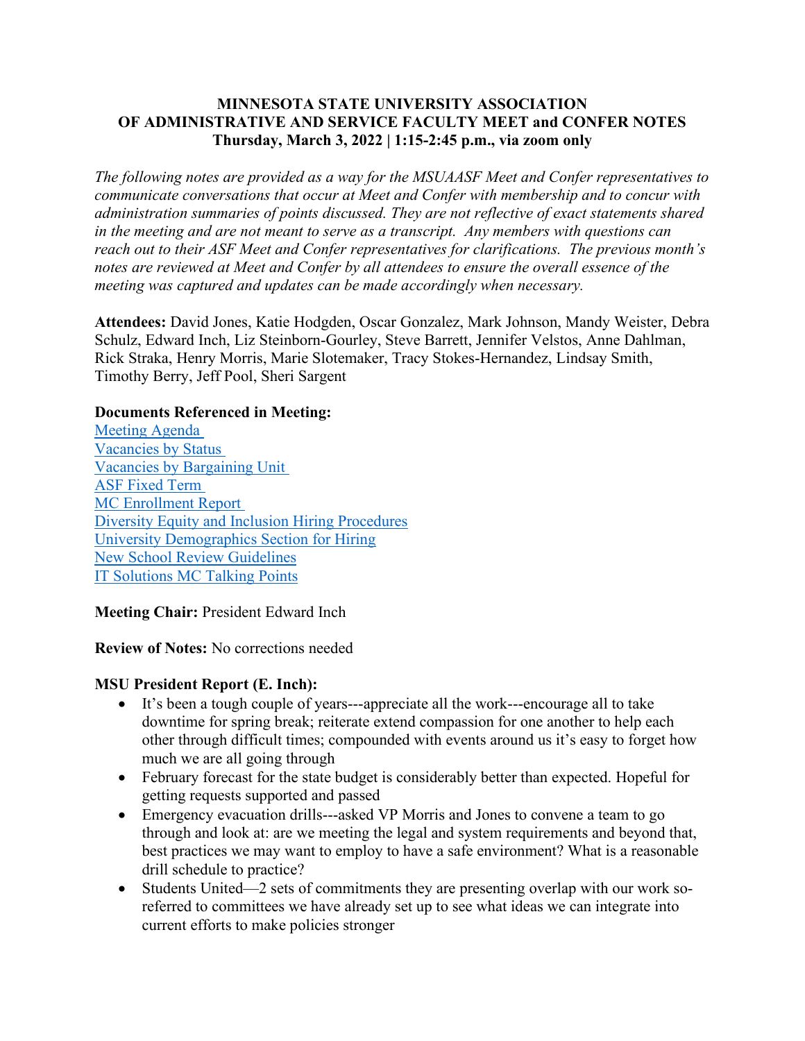**MINNESOTA STATE UNIVERSITY ASSOCIATION OF ADMINISTRATIVE AND SERVICE FACULTY MEET and CONFER NOTES**
**Thursday, March 3, 2022 | 1:15-2:45 p.m., via zoom only**

*The following notes are provided as a way for the MSUAASF Meet and Confer representatives to communicate conversations that occur at Meet and Confer with membership and to concur with administration summaries of points discussed. They are not reflective of exact statements shared in the meeting and are not meant to serve as a transcript. Any members with questions can reach out to their ASF Meet and Confer representatives for clarifications. The previous month's notes are reviewed at Meet and Confer by all attendees to ensure the overall essence of the meeting was captured and updates can be made accordingly when necessary.*

**Attendees:** David Jones, Katie Hodgden, Oscar Gonzalez, Mark Johnson, Mandy Weister, Debra Schulz, Edward Inch, Liz Steinborn-Gourley, Steve Barrett, Jennifer Velstos, Anne Dahlman, Rick Straka, Henry Morris, Marie Slotemaker, Tracy Stokes-Hernandez, Lindsay Smith, Timothy Berry, Jeff Pool, Sheri Sargent

**Documents Referenced in Meeting:**
Meeting Agenda
Vacancies by Status
Vacancies by Bargaining Unit
ASF Fixed Term
MC Enrollment Report
Diversity Equity and Inclusion Hiring Procedures
University Demographics Section for Hiring
New School Review Guidelines
IT Solutions MC Talking Points

**Meeting Chair:** President Edward Inch

**Review of Notes:** No corrections needed

**MSU President Report (E. Inch):**

- It's been a tough couple of years---appreciate all the work---encourage all to take downtime for spring break; reiterate extend compassion for one another to help each other through difficult times; compounded with events around us it's easy to forget how much we are all going through
- February forecast for the state budget is considerably better than expected. Hopeful for getting requests supported and passed
- Emergency evacuation drills---asked VP Morris and Jones to convene a team to go through and look at: are we meeting the legal and system requirements and beyond that, best practices we may want to employ to have a safe environment? What is a reasonable drill schedule to practice?
- Students United—2 sets of commitments they are presenting overlap with our work so-referred to committees we have already set up to see what ideas we can integrate into current efforts to make policies stronger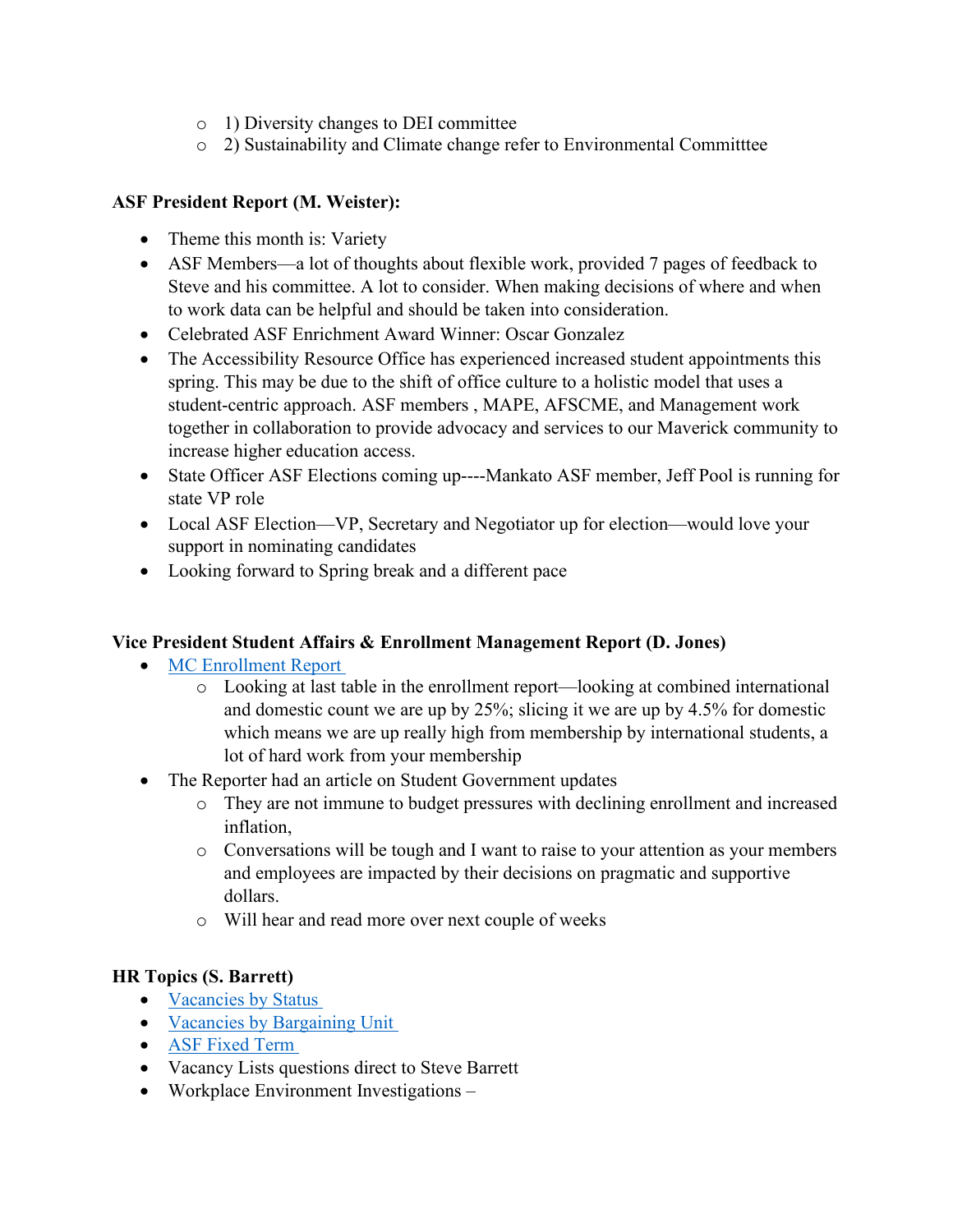- 1) Diversity changes to DEI committee
  - 2) Sustainability and Climate change refer to Environmental Committtee

**ASF President Report (M. Weister):**

- Theme this month is: Variety
- ASF Members—a lot of thoughts about flexible work, provided 7 pages of feedback to Steve and his committee. A lot to consider. When making decisions of where and when to work data can be helpful and should be taken into consideration.
- Celebrated ASF Enrichment Award Winner: Oscar Gonzalez
- The Accessibility Resource Office has experienced increased student appointments this spring. This may be due to the shift of office culture to a holistic model that uses a student-centric approach. ASF members , MAPE, AFSCME, and Management work together in collaboration to provide advocacy and services to our Maverick community to increase higher education access.
- State Officer ASF Elections coming up----Mankato ASF member, Jeff Pool is running for state VP role
- Local ASF Election—VP, Secretary and Negotiator up for election—would love your support in nominating candidates
- Looking forward to Spring break and a different pace

**Vice President Student Affairs & Enrollment Management Report (D. Jones)**

- MC Enrollment Report
  - Looking at last table in the enrollment report—looking at combined international and domestic count we are up by 25%; slicing it we are up by 4.5% for domestic which means we are up really high from membership by international students, a lot of hard work from your membership
- The Reporter had an article on Student Government updates
  - They are not immune to budget pressures with declining enrollment and increased inflation,
  - Conversations will be tough and I want to raise to your attention as your members and employees are impacted by their decisions on pragmatic and supportive dollars.
  - Will hear and read more over next couple of weeks

**HR Topics (S. Barrett)**

- Vacancies by Status
- Vacancies by Bargaining Unit
- ASF Fixed Term
- Vacancy Lists questions direct to Steve Barrett
- Workplace Environment Investigations –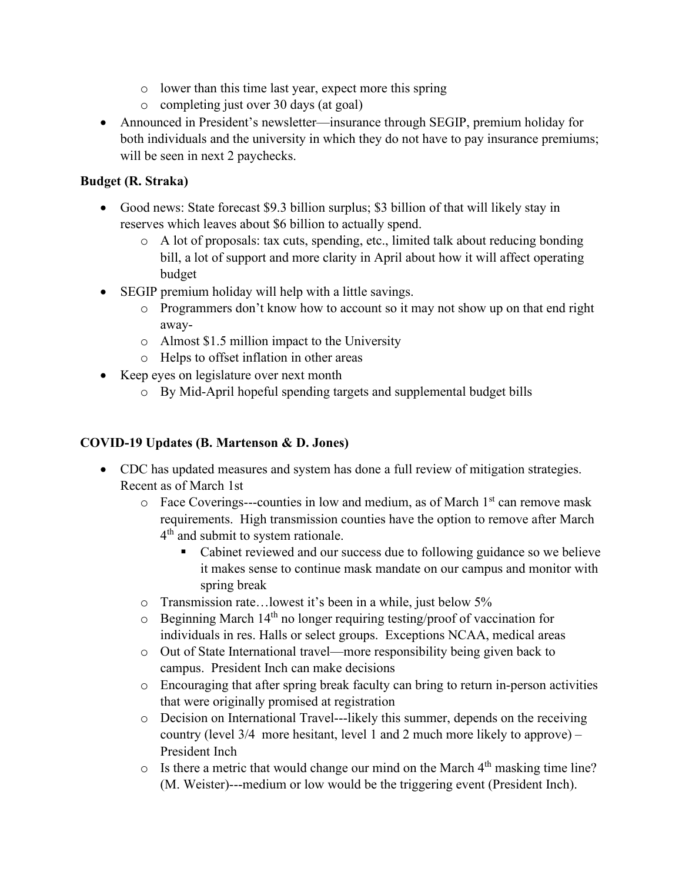- lower than this time last year, expect more this spring
    - completing just over 30 days (at goal)
- Announced in President's newsletter—insurance through SEGIP, premium holiday for both individuals and the university in which they do not have to pay insurance premiums; will be seen in next 2 paychecks.

**Budget (R. Straka)**

- Good news: State forecast $9.3 billion surplus; $3 billion of that will likely stay in reserves which leaves about $6 billion to actually spend.
    - A lot of proposals: tax cuts, spending, etc., limited talk about reducing bonding bill, a lot of support and more clarity in April about how it will affect operating budget
- SEGIP premium holiday will help with a little savings.
    - Programmers don't know how to account so it may not show up on that end right away-
    - Almost $1.5 million impact to the University
    - Helps to offset inflation in other areas
- Keep eyes on legislature over next month
    - By Mid-April hopeful spending targets and supplemental budget bills

**COVID-19 Updates (B. Martenson & D. Jones)**

- CDC has updated measures and system has done a full review of mitigation strategies. Recent as of March 1st
    - Face Coverings---counties in low and medium, as of March 1st can remove mask requirements. High transmission counties have the option to remove after March 4th and submit to system rationale.
        - Cabinet reviewed and our success due to following guidance so we believe it makes sense to continue mask mandate on our campus and monitor with spring break
    - Transmission rate…lowest it's been in a while, just below 5%
    - Beginning March 14th no longer requiring testing/proof of vaccination for individuals in res. Halls or select groups. Exceptions NCAA, medical areas
    - Out of State International travel—more responsibility being given back to campus. President Inch can make decisions
    - Encouraging that after spring break faculty can bring to return in-person activities that were originally promised at registration
    - Decision on International Travel---likely this summer, depends on the receiving country (level 3/4 more hesitant, level 1 and 2 much more likely to approve) – President Inch
    - Is there a metric that would change our mind on the March 4th masking time line? (M. Weister)---medium or low would be the triggering event (President Inch).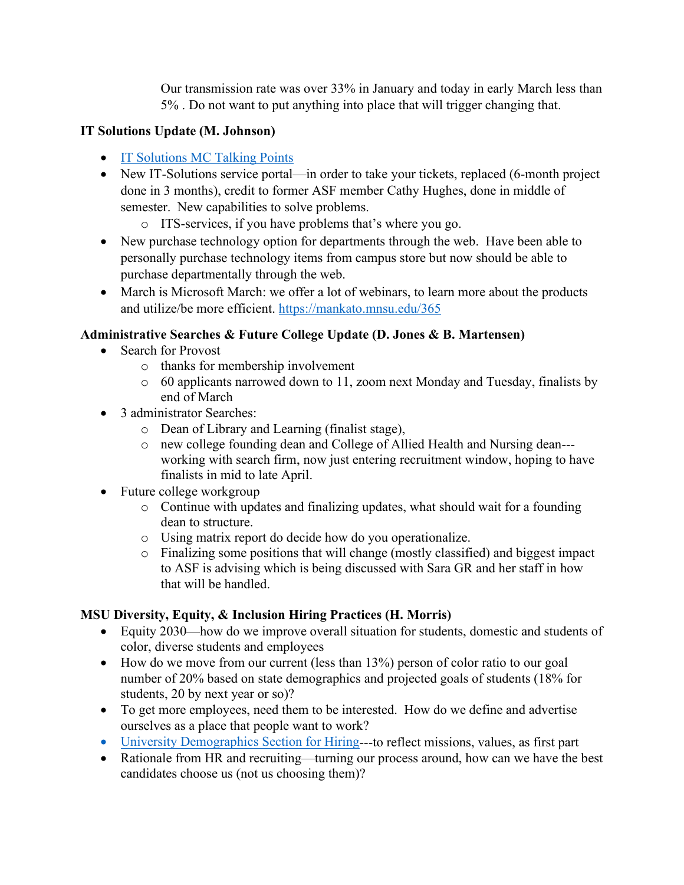Our transmission rate was over 33% in January and today in early March less than 5% . Do not want to put anything into place that will trigger changing that.

**IT Solutions Update (M. Johnson)**

- [IT Solutions MC Talking Points]
- New IT-Solutions service portal—in order to take your tickets, replaced (6-month project done in 3 months), credit to former ASF member Cathy Hughes, done in middle of semester. New capabilities to solve problems.
  - ITS-services, if you have problems that's where you go.
- New purchase technology option for departments through the web. Have been able to personally purchase technology items from campus store but now should be able to purchase departmentally through the web.
- March is Microsoft March: we offer a lot of webinars, to learn more about the products and utilize/be more efficient. https://mankato.mnsu.edu/365

**Administrative Searches & Future College Update (D. Jones & B. Martensen)**

- Search for Provost
  - thanks for membership involvement
  - 60 applicants narrowed down to 11, zoom next Monday and Tuesday, finalists by end of March
- 3 administrator Searches:
  - Dean of Library and Learning (finalist stage),
  - new college founding dean and College of Allied Health and Nursing dean---working with search firm, now just entering recruitment window, hoping to have finalists in mid to late April.
- Future college workgroup
  - Continue with updates and finalizing updates, what should wait for a founding dean to structure.
  - Using matrix report do decide how do you operationalize.
  - Finalizing some positions that will change (mostly classified) and biggest impact to ASF is advising which is being discussed with Sara GR and her staff in how that will be handled.

**MSU Diversity, Equity, & Inclusion Hiring Practices (H. Morris)**

- Equity 2030—how do we improve overall situation for students, domestic and students of color, diverse students and employees
- How do we move from our current (less than 13%) person of color ratio to our goal number of 20% based on state demographics and projected goals of students (18% for students, 20 by next year or so)?
- To get more employees, need them to be interested. How do we define and advertise ourselves as a place that people want to work?
- [University Demographics Section for Hiring]---to reflect missions, values, as first part
- Rationale from HR and recruiting—turning our process around, how can we have the best candidates choose us (not us choosing them)?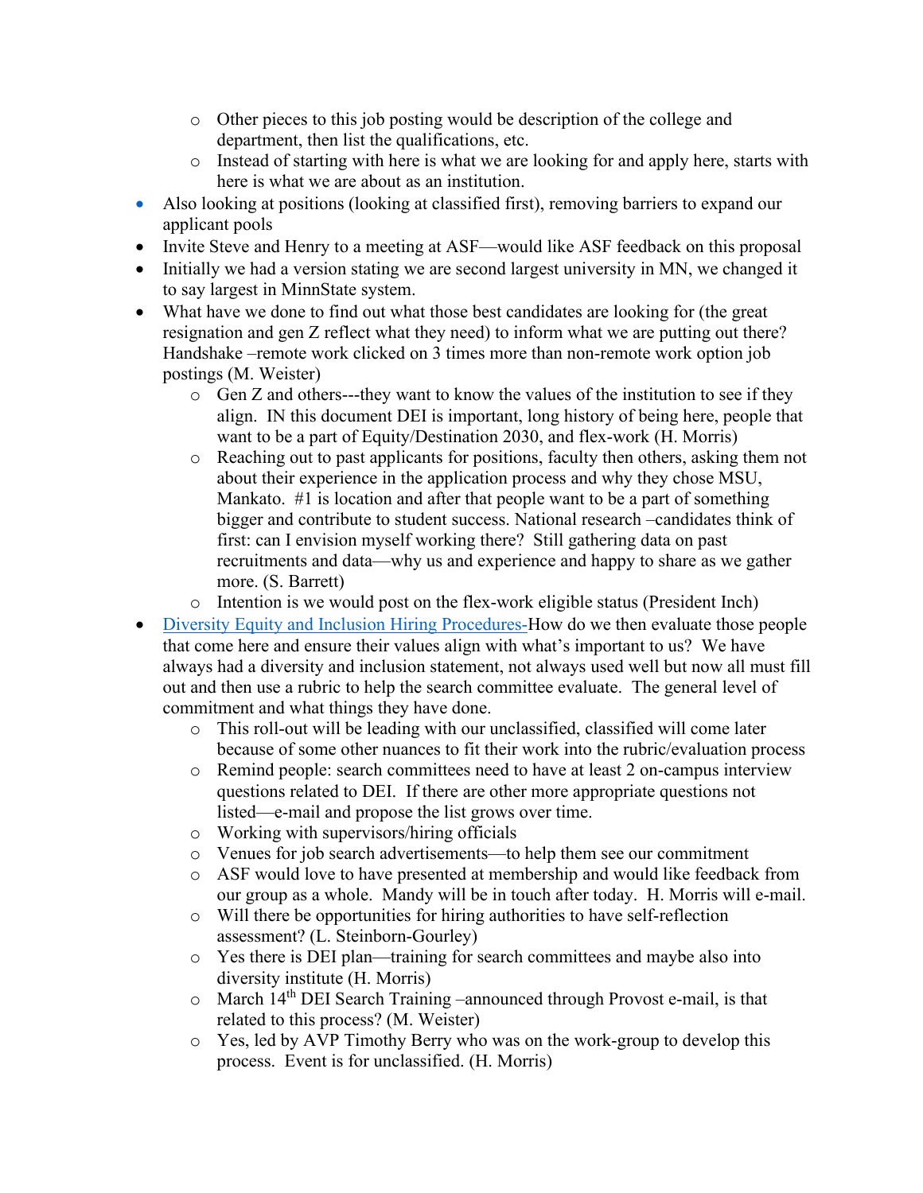- Other pieces to this job posting would be description of the college and department, then list the qualifications, etc.
    - Instead of starting with here is what we are looking for and apply here, starts with here is what we are about as an institution.
- Also looking at positions (looking at classified first), removing barriers to expand our applicant pools
- Invite Steve and Henry to a meeting at ASF—would like ASF feedback on this proposal
- Initially we had a version stating we are second largest university in MN, we changed it to say largest in MinnState system.
- What have we done to find out what those best candidates are looking for (the great resignation and gen Z reflect what they need) to inform what we are putting out there? Handshake –remote work clicked on 3 times more than non-remote work option job postings (M. Weister)
    - Gen Z and others---they want to know the values of the institution to see if they align. IN this document DEI is important, long history of being here, people that want to be a part of Equity/Destination 2030, and flex-work (H. Morris)
    - Reaching out to past applicants for positions, faculty then others, asking them not about their experience in the application process and why they chose MSU, Mankato. #1 is location and after that people want to be a part of something bigger and contribute to student success. National research –candidates think of first: can I envision myself working there? Still gathering data on past recruitments and data—why us and experience and happy to share as we gather more. (S. Barrett)
    - Intention is we would post on the flex-work eligible status (President Inch)
- Diversity Equity and Inclusion Hiring Procedures-How do we then evaluate those people that come here and ensure their values align with what's important to us? We have always had a diversity and inclusion statement, not always used well but now all must fill out and then use a rubric to help the search committee evaluate. The general level of commitment and what things they have done.
    - This roll-out will be leading with our unclassified, classified will come later because of some other nuances to fit their work into the rubric/evaluation process
    - Remind people: search committees need to have at least 2 on-campus interview questions related to DEI. If there are other more appropriate questions not listed—e-mail and propose the list grows over time.
    - Working with supervisors/hiring officials
    - Venues for job search advertisements—to help them see our commitment
    - ASF would love to have presented at membership and would like feedback from our group as a whole. Mandy will be in touch after today. H. Morris will e-mail.
    - Will there be opportunities for hiring authorities to have self-reflection assessment? (L. Steinborn-Gourley)
    - Yes there is DEI plan—training for search committees and maybe also into diversity institute (H. Morris)
    - March 14th DEI Search Training –announced through Provost e-mail, is that related to this process? (M. Weister)
    - Yes, led by AVP Timothy Berry who was on the work-group to develop this process. Event is for unclassified. (H. Morris)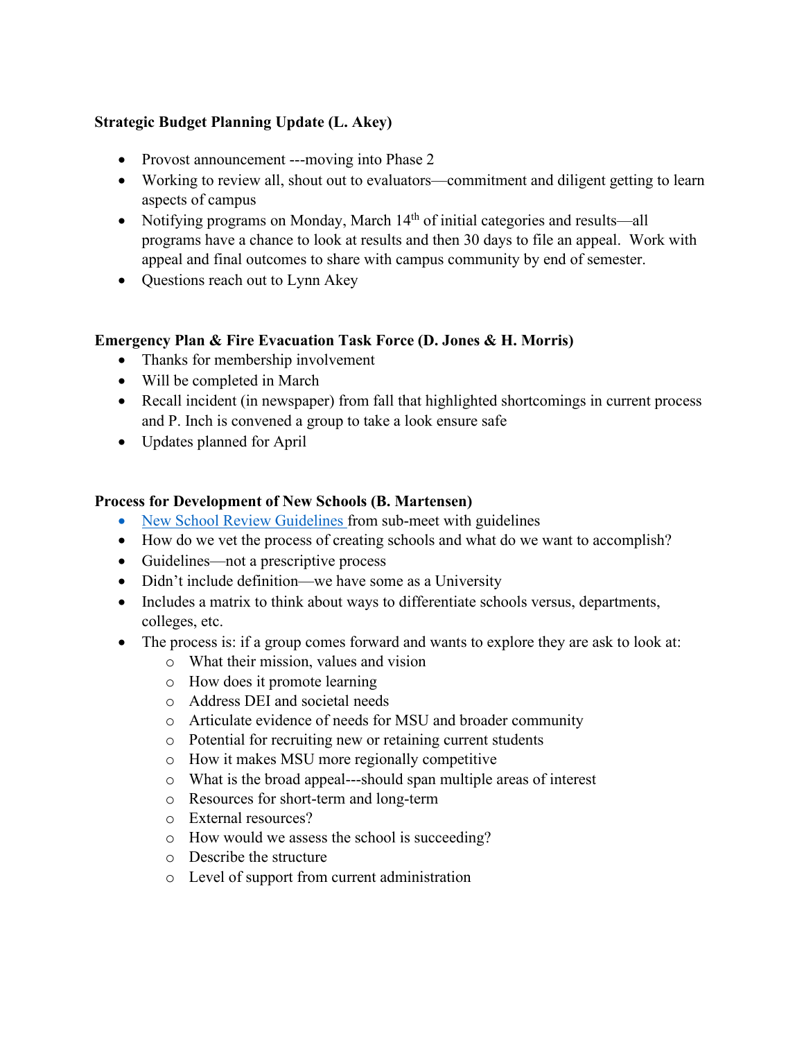**Strategic Budget Planning Update (L. Akey)**

- Provost announcement ---moving into Phase 2
- Working to review all, shout out to evaluators—commitment and diligent getting to learn aspects of campus
- Notifying programs on Monday, March 14th of initial categories and results—all programs have a chance to look at results and then 30 days to file an appeal. Work with appeal and final outcomes to share with campus community by end of semester.
- Questions reach out to Lynn Akey

**Emergency Plan & Fire Evacuation Task Force (D. Jones & H. Morris)**

- Thanks for membership involvement
- Will be completed in March
- Recall incident (in newspaper) from fall that highlighted shortcomings in current process and P. Inch is convened a group to take a look ensure safe
- Updates planned for April

**Process for Development of New Schools (B. Martensen)**

- New School Review Guidelines from sub-meet with guidelines
- How do we vet the process of creating schools and what do we want to accomplish?
- Guidelines—not a prescriptive process
- Didn't include definition—we have some as a University
- Includes a matrix to think about ways to differentiate schools versus, departments, colleges, etc.
- The process is: if a group comes forward and wants to explore they are ask to look at:
  - What their mission, values and vision
  - How does it promote learning
  - Address DEI and societal needs
  - Articulate evidence of needs for MSU and broader community
  - Potential for recruiting new or retaining current students
  - How it makes MSU more regionally competitive
  - What is the broad appeal---should span multiple areas of interest
  - Resources for short-term and long-term
  - External resources?
  - How would we assess the school is succeeding?
  - Describe the structure
  - Level of support from current administration